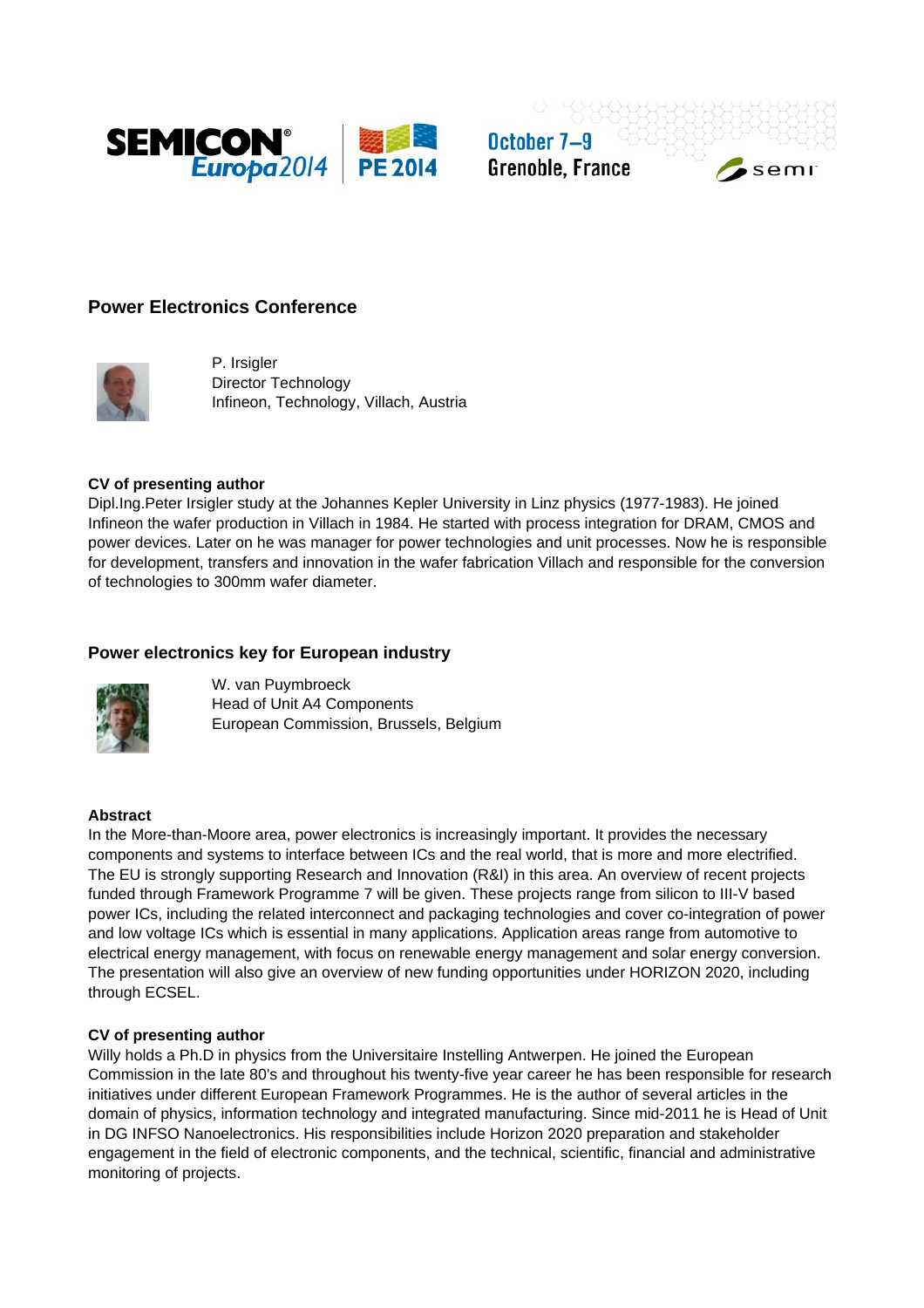## Power Electronics Conference

P. Irsigler
Director Technology
Infineon, Technology, Villach, Austria

**CV of presenting author**

Dipl.Ing.Peter Irsigler study at the Johannes Kepler University in Linz physics (1977-1983). He joined Infineon the wafer production in Villach in 1984. He started with process integration for DRAM, CMOS and power devices. Later on he was manager for power technologies and unit processes. Now he is responsible for development, transfers and innovation in the wafer fabrication Villach and responsible for the conversion of technologies to 300mm wafer diameter.

## Power electronics key for European industry

W. van Puymbroeck
Head of Unit A4 Components
European Commission, Brussels, Belgium

**Abstract**

In the More-than-Moore area, power electronics is increasingly important. It provides the necessary components and systems to interface between ICs and the real world, that is more and more electrified. The EU is strongly supporting Research and Innovation (R&I) in this area. An overview of recent projects funded through Framework Programme 7 will be given. These projects range from silicon to III-V based power ICs, including the related interconnect and packaging technologies and cover co-integration of power and low voltage ICs which is essential in many applications. Application areas range from automotive to electrical energy management, with focus on renewable energy management and solar energy conversion. The presentation will also give an overview of new funding opportunities under HORIZON 2020, including through ECSEL.

**CV of presenting author**

Willy holds a Ph.D in physics from the Universitaire Instelling Antwerpen. He joined the European Commission in the late 80's and throughout his twenty-five year career he has been responsible for research initiatives under different European Framework Programmes. He is the author of several articles in the domain of physics, information technology and integrated manufacturing. Since mid-2011 he is Head of Unit in DG INFSO Nanoelectronics. His responsibilities include Horizon 2020 preparation and stakeholder engagement in the field of electronic components, and the technical, scientific, financial and administrative monitoring of projects.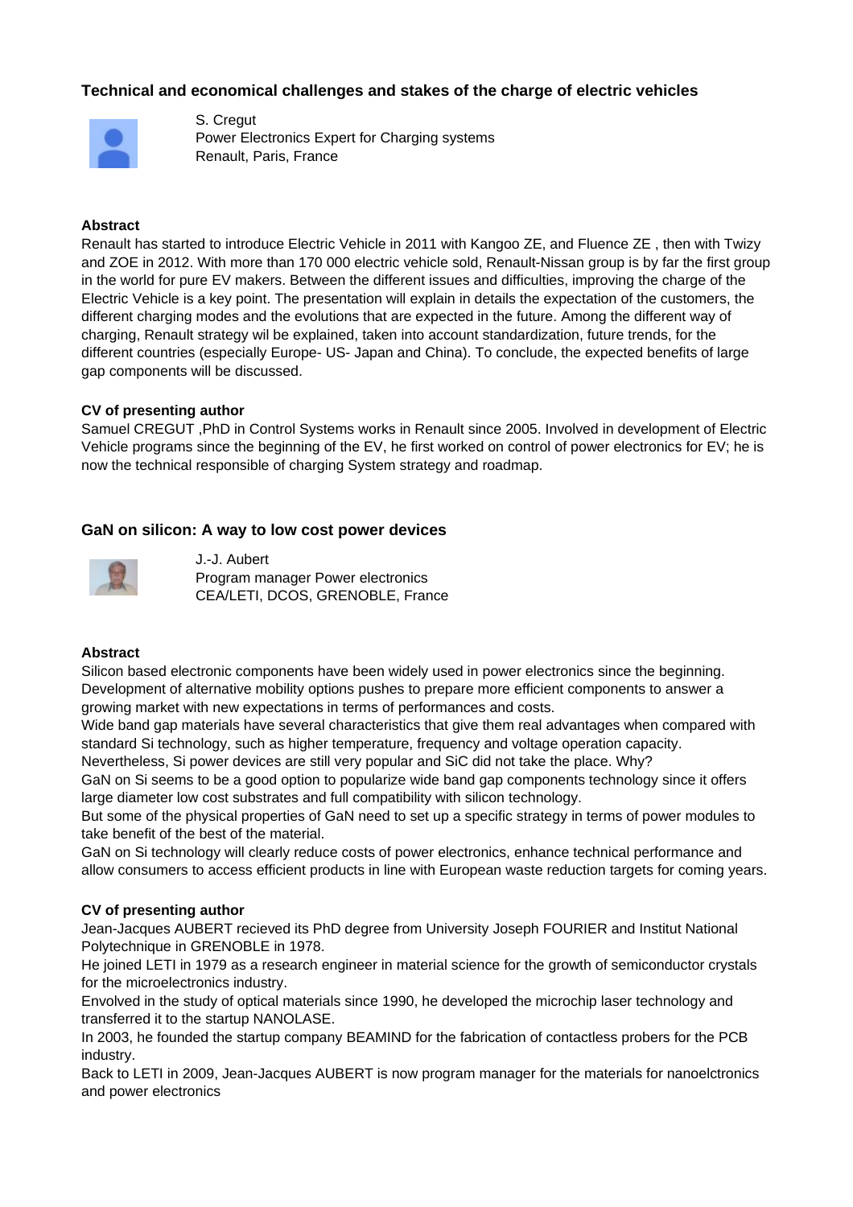### Technical and economical challenges and stakes of the charge of electric vehicles

S. Cregut
Power Electronics Expert for Charging systems
Renault, Paris, France

**Abstract**

Renault has started to introduce Electric Vehicle in 2011 with Kangoo ZE, and Fluence ZE , then with Twizy and ZOE in 2012. With more than 170 000 electric vehicle sold, Renault-Nissan group is by far the first group in the world for pure EV makers. Between the different issues and difficulties, improving the charge of the Electric Vehicle is a key point. The presentation will explain in details the expectation of the customers, the different charging modes and the evolutions that are expected in the future. Among the different way of charging, Renault strategy wil be explained, taken into account standardization, future trends, for the different countries (especially Europe- US- Japan and China). To conclude, the expected benefits of large gap components will be discussed.

**CV of presenting author**

Samuel CREGUT ,PhD in Control Systems works in Renault since 2005. Involved in development of Electric Vehicle programs since the beginning of the EV, he first worked on control of power electronics for EV; he is now the technical responsible of charging System strategy and roadmap.

### GaN on silicon: A way to low cost power devices

J.-J. Aubert
Program manager Power electronics
CEA/LETI, DCOS, GRENOBLE, France

**Abstract**

Silicon based electronic components have been widely used in power electronics since the beginning. Development of alternative mobility options pushes to prepare more efficient components to answer a growing market with new expectations in terms of performances and costs.

Wide band gap materials have several characteristics that give them real advantages when compared with standard Si technology, such as higher temperature, frequency and voltage operation capacity.

Nevertheless, Si power devices are still very popular and SiC did not take the place. Why?

GaN on Si seems to be a good option to popularize wide band gap components technology since it offers large diameter low cost substrates and full compatibility with silicon technology.

But some of the physical properties of GaN need to set up a specific strategy in terms of power modules to take benefit of the best of the material.

GaN on Si technology will clearly reduce costs of power electronics, enhance technical performance and allow consumers to access efficient products in line with European waste reduction targets for coming years.

**CV of presenting author**

Jean-Jacques AUBERT recieved its PhD degree from University Joseph FOURIER and Institut National Polytechnique in GRENOBLE in 1978.

He joined LETI in 1979 as a research engineer in material science for the growth of semiconductor crystals for the microelectronics industry.

Envolved in the study of optical materials since 1990, he developed the microchip laser technology and transferred it to the startup NANOLASE.

In 2003, he founded the startup company BEAMIND for the fabrication of contactless probers for the PCB industry.

Back to LETI in 2009, Jean-Jacques AUBERT is now program manager for the materials for nanoelctronics and power electronics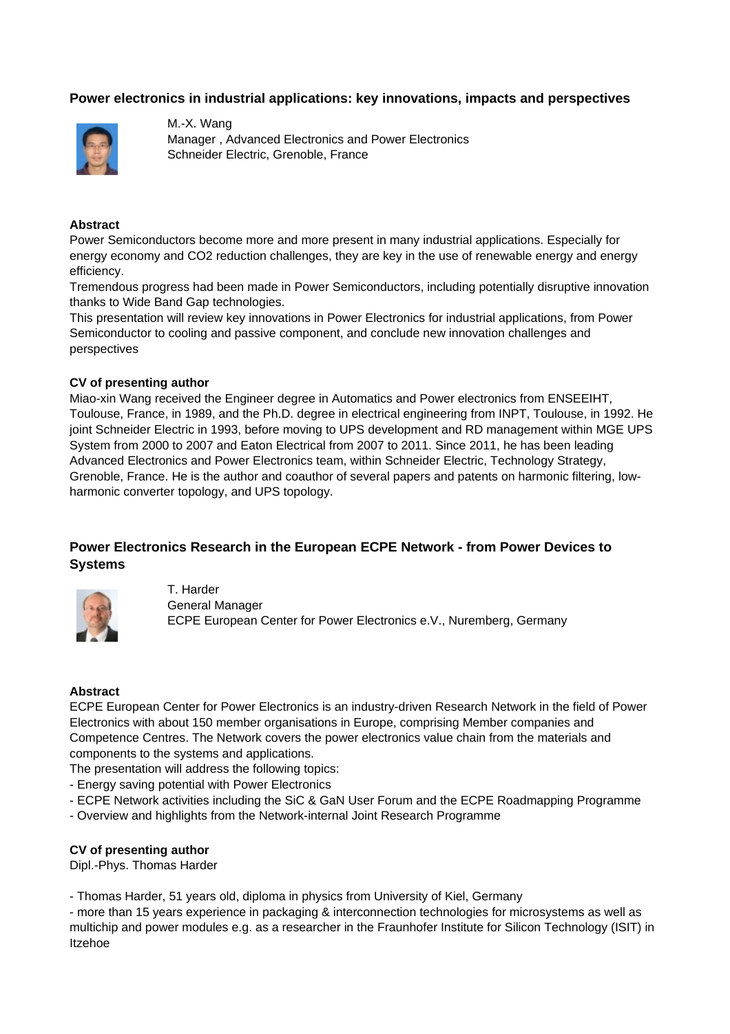## Power electronics in industrial applications: key innovations, impacts and perspectives

M.-X. Wang
Manager , Advanced Electronics and Power Electronics
Schneider Electric, Grenoble, France

**Abstract**

Power Semiconductors become more and more present in many industrial applications. Especially for energy economy and CO2 reduction challenges, they are key in the use of renewable energy and energy efficiency.
Tremendous progress had been made in Power Semiconductors, including potentially disruptive innovation thanks to Wide Band Gap technologies.
This presentation will review key innovations in Power Electronics for industrial applications, from Power Semiconductor to cooling and passive component, and conclude new innovation challenges and perspectives

**CV of presenting author**

Miao-xin Wang received the Engineer degree in Automatics and Power electronics from ENSEEIHT, Toulouse, France, in 1989, and the Ph.D. degree in electrical engineering from INPT, Toulouse, in 1992. He joint Schneider Electric in 1993, before moving to UPS development and RD management within MGE UPS System from 2000 to 2007 and Eaton Electrical from 2007 to 2011. Since 2011, he has been leading Advanced Electronics and Power Electronics team, within Schneider Electric, Technology Strategy, Grenoble, France. He is the author and coauthor of several papers and patents on harmonic filtering, low-harmonic converter topology, and UPS topology.

## Power Electronics Research in the European ECPE Network - from Power Devices to Systems

T. Harder
General Manager
ECPE European Center for Power Electronics e.V., Nuremberg, Germany

**Abstract**

ECPE European Center for Power Electronics is an industry-driven Research Network in the field of Power Electronics with about 150 member organisations in Europe, comprising Member companies and Competence Centres. The Network covers the power electronics value chain from the materials and components to the systems and applications.
The presentation will address the following topics:

- Energy saving potential with Power Electronics
- ECPE Network activities including the SiC & GaN User Forum and the ECPE Roadmapping Programme
- Overview and highlights from the Network-internal Joint Research Programme

**CV of presenting author**

Dipl.-Phys. Thomas Harder

- Thomas Harder, 51 years old, diploma in physics from University of Kiel, Germany
- more than 15 years experience in packaging & interconnection technologies for microsystems as well as multichip and power modules e.g. as a researcher in the Fraunhofer Institute for Silicon Technology (ISIT) in Itzehoe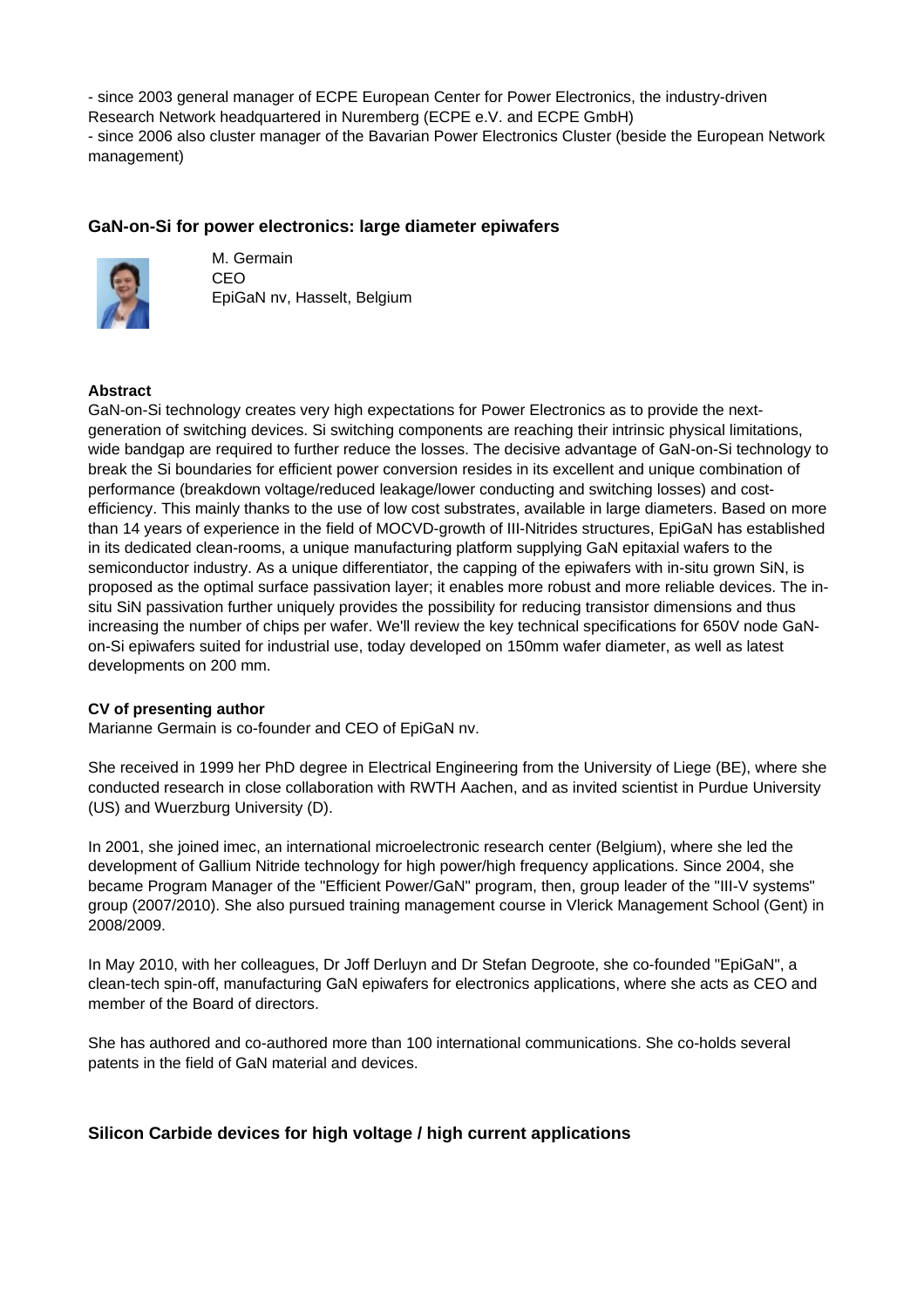- since 2003 general manager of ECPE European Center for Power Electronics, the industry-driven Research Network headquartered in Nuremberg (ECPE e.V. and ECPE GmbH)
- since 2006 also cluster manager of the Bavarian Power Electronics Cluster (beside the European Network management)

### GaN-on-Si for power electronics: large diameter epiwafers

M. Germain
CEO
EpiGaN nv, Hasselt, Belgium

**Abstract**

GaN-on-Si technology creates very high expectations for Power Electronics as to provide the next-generation of switching devices. Si switching components are reaching their intrinsic physical limitations, wide bandgap are required to further reduce the losses. The decisive advantage of GaN-on-Si technology to break the Si boundaries for efficient power conversion resides in its excellent and unique combination of performance (breakdown voltage/reduced leakage/lower conducting and switching losses) and cost-efficiency. This mainly thanks to the use of low cost substrates, available in large diameters. Based on more than 14 years of experience in the field of MOCVD-growth of III-Nitrides structures, EpiGaN has established in its dedicated clean-rooms, a unique manufacturing platform supplying GaN epitaxial wafers to the semiconductor industry. As a unique differentiator, the capping of the epiwafers with in-situ grown SiN, is proposed as the optimal surface passivation layer; it enables more robust and more reliable devices. The in-situ SiN passivation further uniquely provides the possibility for reducing transistor dimensions and thus increasing the number of chips per wafer. We'll review the key technical specifications for 650V node GaN-on-Si epiwafers suited for industrial use, today developed on 150mm wafer diameter, as well as latest developments on 200 mm.

**CV of presenting author**

Marianne Germain is co-founder and CEO of EpiGaN nv.

She received in 1999 her PhD degree in Electrical Engineering from the University of Liege (BE), where she conducted research in close collaboration with RWTH Aachen, and as invited scientist in Purdue University (US) and Wuerzburg University (D).

In 2001, she joined imec, an international microelectronic research center (Belgium), where she led the development of Gallium Nitride technology for high power/high frequency applications. Since 2004, she became Program Manager of the "Efficient Power/GaN" program, then, group leader of the "III-V systems" group (2007/2010). She also pursued training management course in Vlerick Management School (Gent) in 2008/2009.

In May 2010, with her colleagues, Dr Joff Derluyn and Dr Stefan Degroote, she co-founded "EpiGaN", a clean-tech spin-off, manufacturing GaN epiwafers for electronics applications, where she acts as CEO and member of the Board of directors.

She has authored and co-authored more than 100 international communications. She co-holds several patents in the field of GaN material and devices.

### Silicon Carbide devices for high voltage / high current applications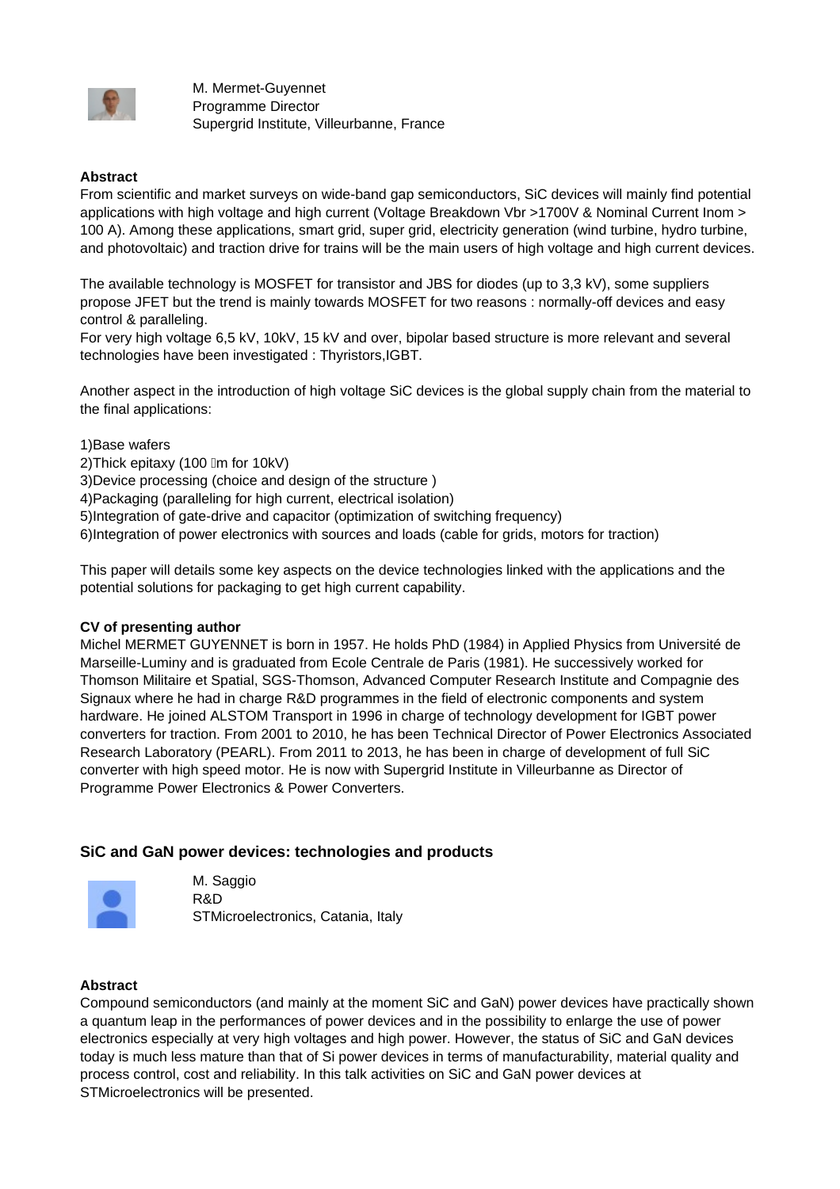M. Mermet-Guyennet
Programme Director
Supergrid Institute, Villeurbanne, France

**Abstract**
From scientific and market surveys on wide-band gap semiconductors, SiC devices will mainly find potential applications with high voltage and high current (Voltage Breakdown Vbr >1700V & Nominal Current Inom > 100 A). Among these applications, smart grid, super grid, electricity generation (wind turbine, hydro turbine, and photovoltaic) and traction drive for trains will be the main users of high voltage and high current devices.

The available technology is MOSFET for transistor and JBS for diodes (up to 3,3 kV), some suppliers propose JFET but the trend is mainly towards MOSFET for two reasons : normally-off devices and easy control & paralleling.
For very high voltage 6,5 kV, 10kV, 15 kV and over, bipolar based structure is more relevant and several technologies have been investigated : Thyristors,IGBT.

Another aspect in the introduction of high voltage SiC devices is the global supply chain from the material to the final applications:

1)Base wafers
2)Thick epitaxy (100 m for 10kV)
3)Device processing (choice and design of the structure )
4)Packaging (paralleling for high current, electrical isolation)
5)Integration of gate-drive and capacitor (optimization of switching frequency)
6)Integration of power electronics with sources and loads (cable for grids, motors for traction)

This paper will details some key aspects on the device technologies linked with the applications and the potential solutions for packaging to get high current capability.

**CV of presenting author**
Michel MERMET GUYENNET is born in 1957. He holds PhD (1984) in Applied Physics from Université de Marseille-Luminy and is graduated from Ecole Centrale de Paris (1981). He successively worked for Thomson Militaire et Spatial, SGS-Thomson, Advanced Computer Research Institute and Compagnie des Signaux where he had in charge R&D programmes in the field of electronic components and system hardware. He joined ALSTOM Transport in 1996 in charge of technology development for IGBT power converters for traction. From 2001 to 2010, he has been Technical Director of Power Electronics Associated Research Laboratory (PEARL). From 2011 to 2013, he has been in charge of development of full SiC converter with high speed motor. He is now with Supergrid Institute in Villeurbanne as Director of Programme Power Electronics & Power Converters.

### SiC and GaN power devices: technologies and products

M. Saggio
R&D
STMicroelectronics, Catania, Italy

**Abstract**
Compound semiconductors (and mainly at the moment SiC and GaN) power devices have practically shown a quantum leap in the performances of power devices and in the possibility to enlarge the use of power electronics especially at very high voltages and high power. However, the status of SiC and GaN devices today is much less mature than that of Si power devices in terms of manufacturability, material quality and process control, cost and reliability. In this talk activities on SiC and GaN power devices at STMicroelectronics will be presented.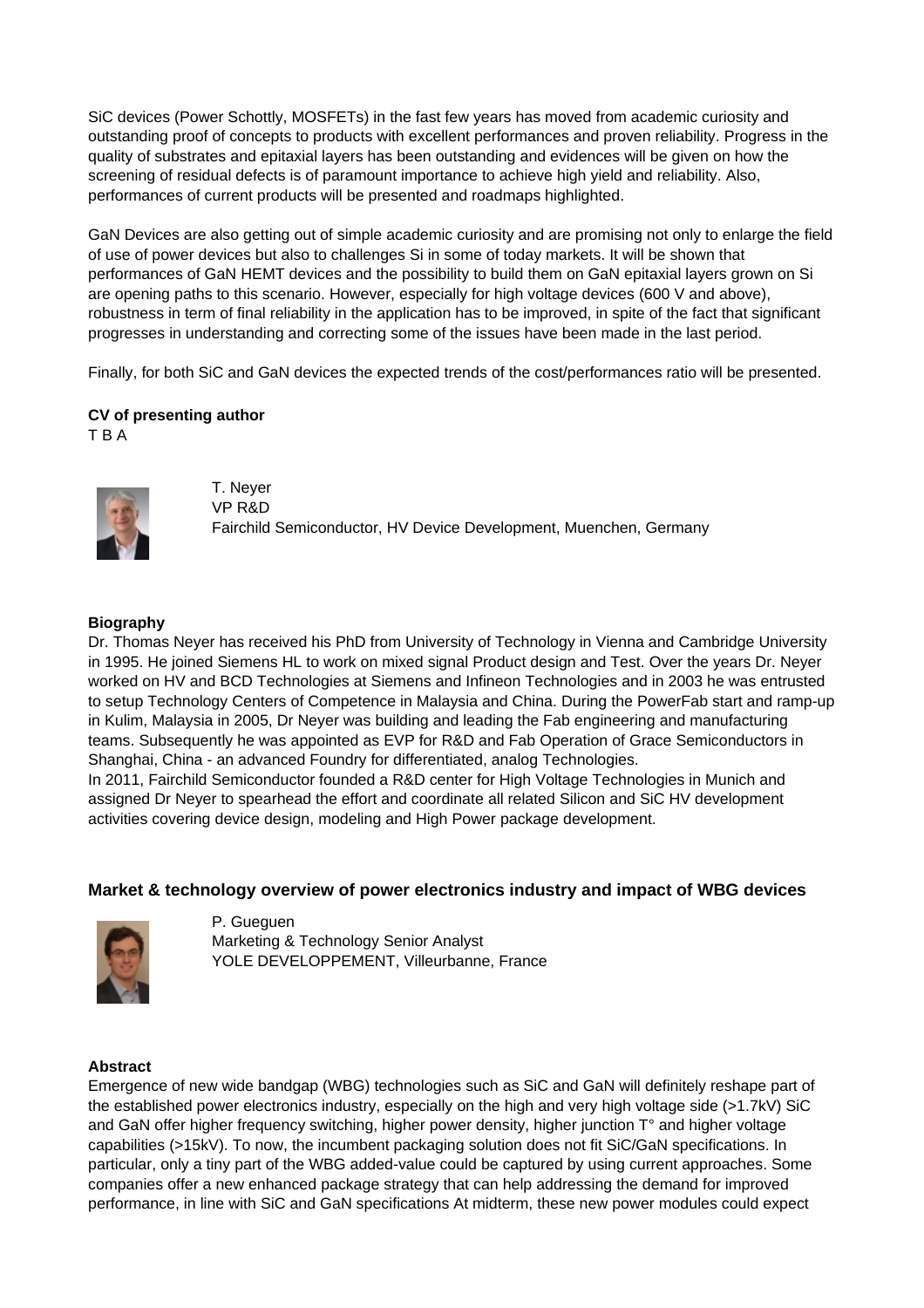SiC devices (Power Schottly, MOSFETs) in the fast few years has moved from academic curiosity and outstanding proof of concepts to products with excellent performances and proven reliability. Progress in the quality of substrates and epitaxial layers has been outstanding and evidences will be given on how the screening of residual defects is of paramount importance to achieve high yield and reliability. Also, performances of current products will be presented and roadmaps highlighted.

GaN Devices are also getting out of simple academic curiosity and are promising not only to enlarge the field of use of power devices but also to challenges Si in some of today markets. It will be shown that performances of GaN HEMT devices and the possibility to build them on GaN epitaxial layers grown on Si are opening paths to this scenario. However, especially for high voltage devices (600 V and above), robustness in term of final reliability in the application has to be improved, in spite of the fact that significant progresses in understanding and correcting some of the issues have been made in the last period.

Finally, for both SiC and GaN devices the expected trends of the cost/performances ratio will be presented.

**CV of presenting author**
T B A

T. Neyer
VP R&D
Fairchild Semiconductor, HV Device Development, Muenchen, Germany

**Biography**
Dr. Thomas Neyer has received his PhD from University of Technology in Vienna and Cambridge University in 1995. He joined Siemens HL to work on mixed signal Product design and Test. Over the years Dr. Neyer worked on HV and BCD Technologies at Siemens and Infineon Technologies and in 2003 he was entrusted to setup Technology Centers of Competence in Malaysia and China. During the PowerFab start and ramp-up in Kulim, Malaysia in 2005, Dr Neyer was building and leading the Fab engineering and manufacturing teams. Subsequently he was appointed as EVP for R&D and Fab Operation of Grace Semiconductors in Shanghai, China - an advanced Foundry for differentiated, analog Technologies.
In 2011, Fairchild Semiconductor founded a R&D center for High Voltage Technologies in Munich and assigned Dr Neyer to spearhead the effort and coordinate all related Silicon and SiC HV development activities covering device design, modeling and High Power package development.

## Market & technology overview of power electronics industry and impact of WBG devices

P. Gueguen
Marketing & Technology Senior Analyst
YOLE DEVELOPPEMENT, Villeurbanne, France

**Abstract**
Emergence of new wide bandgap (WBG) technologies such as SiC and GaN will definitely reshape part of the established power electronics industry, especially on the high and very high voltage side (>1.7kV) SiC and GaN offer higher frequency switching, higher power density, higher junction T° and higher voltage capabilities (>15kV). To now, the incumbent packaging solution does not fit SiC/GaN specifications. In particular, only a tiny part of the WBG added-value could be captured by using current approaches. Some companies offer a new enhanced package strategy that can help addressing the demand for improved performance, in line with SiC and GaN specifications At midterm, these new power modules could expect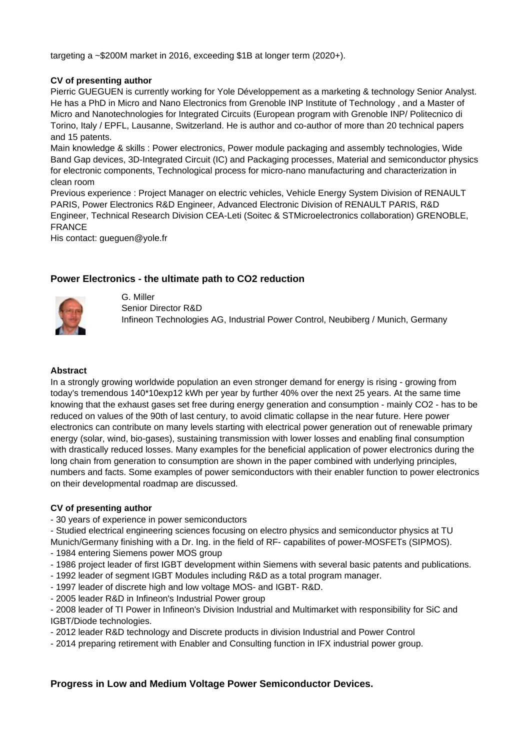targeting a ~$200M market in 2016, exceeding $1B at longer term (2020+).

**CV of presenting author**

Pierric GUEGUEN is currently working for Yole Développement as a marketing & technology Senior Analyst. He has a PhD in Micro and Nano Electronics from Grenoble INP Institute of Technology , and a Master of Micro and Nanotechnologies for Integrated Circuits (European program with Grenoble INP/ Politecnico di Torino, Italy / EPFL, Lausanne, Switzerland. He is author and co-author of more than 20 technical papers and 15 patents.

Main knowledge & skills : Power electronics, Power module packaging and assembly technologies, Wide Band Gap devices, 3D-Integrated Circuit (IC) and Packaging processes, Material and semiconductor physics for electronic components, Technological process for micro-nano manufacturing and characterization in clean room

Previous experience : Project Manager on electric vehicles, Vehicle Energy System Division of RENAULT PARIS, Power Electronics R&D Engineer, Advanced Electronic Division of RENAULT PARIS, R&D Engineer, Technical Research Division CEA-Leti (Soitec & STMicroelectronics collaboration) GRENOBLE, FRANCE

His contact: gueguen@yole.fr

### Power Electronics - the ultimate path to CO2 reduction

G. Miller
Senior Director R&D
Infineon Technologies AG, Industrial Power Control, Neubiberg / Munich, Germany

**Abstract**

In a strongly growing worldwide population an even stronger demand for energy is rising - growing from today's tremendous 140*10exp12 kWh per year by further 40% over the next 25 years. At the same time knowing that the exhaust gases set free during energy generation and consumption - mainly CO2 - has to be reduced on values of the 90th of last century, to avoid climatic collapse in the near future. Here power electronics can contribute on many levels starting with electrical power generation out of renewable primary energy (solar, wind, bio-gases), sustaining transmission with lower losses and enabling final consumption with drastically reduced losses. Many examples for the beneficial application of power electronics during the long chain from generation to consumption are shown in the paper combined with underlying principles, numbers and facts. Some examples of power semiconductors with their enabler function to power electronics on their developmental roadmap are discussed.

**CV of presenting author**

- 30 years of experience in power semiconductors
- Studied electrical engineering sciences focusing on electro physics and semiconductor physics at TU Munich/Germany finishing with a Dr. Ing. in the field of RF- capabilites of power-MOSFETs (SIPMOS).
- 1984 entering Siemens power MOS group
- 1986 project leader of first IGBT development within Siemens with several basic patents and publications.
- 1992 leader of segment IGBT Modules including R&D as a total program manager.
- 1997 leader of discrete high and low voltage MOS- and IGBT- R&D.
- 2005 leader R&D in Infineon's Industrial Power group
- 2008 leader of TI Power in Infineon's Division Industrial and Multimarket with responsibility for SiC and IGBT/Diode technologies.
- 2012 leader R&D technology and Discrete products in division Industrial and Power Control
- 2014 preparing retirement with Enabler and Consulting function in IFX industrial power group.

### Progress in Low and Medium Voltage Power Semiconductor Devices.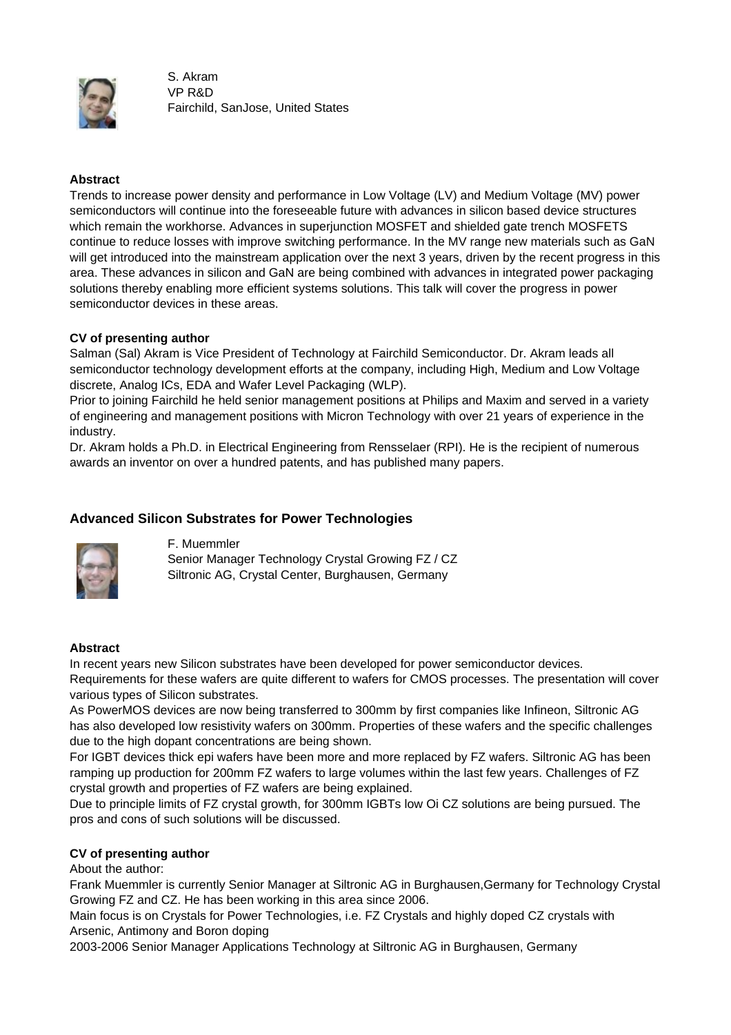S. Akram
VP R&D
Fairchild, SanJose, United States

**Abstract**

Trends to increase power density and performance in Low Voltage (LV) and Medium Voltage (MV) power semiconductors will continue into the foreseeable future with advances in silicon based device structures which remain the workhorse. Advances in superjunction MOSFET and shielded gate trench MOSFETS continue to reduce losses with improve switching performance. In the MV range new materials such as GaN will get introduced into the mainstream application over the next 3 years, driven by the recent progress in this area. These advances in silicon and GaN are being combined with advances in integrated power packaging solutions thereby enabling more efficient systems solutions. This talk will cover the progress in power semiconductor devices in these areas.

**CV of presenting author**

Salman (Sal) Akram is Vice President of Technology at Fairchild Semiconductor. Dr. Akram leads all semiconductor technology development efforts at the company, including High, Medium and Low Voltage discrete, Analog ICs, EDA and Wafer Level Packaging (WLP).
Prior to joining Fairchild he held senior management positions at Philips and Maxim and served in a variety of engineering and management positions with Micron Technology with over 21 years of experience in the industry.
Dr. Akram holds a Ph.D. in Electrical Engineering from Rensselaer (RPI). He is the recipient of numerous awards an inventor on over a hundred patents, and has published many papers.

## Advanced Silicon Substrates for Power Technologies

F. Muemmler
Senior Manager Technology Crystal Growing FZ / CZ
Siltronic AG, Crystal Center, Burghausen, Germany

**Abstract**

In recent years new Silicon substrates have been developed for power semiconductor devices.
Requirements for these wafers are quite different to wafers for CMOS processes. The presentation will cover various types of Silicon substrates.
As PowerMOS devices are now being transferred to 300mm by first companies like Infineon, Siltronic AG has also developed low resistivity wafers on 300mm. Properties of these wafers and the specific challenges due to the high dopant concentrations are being shown.
For IGBT devices thick epi wafers have been more and more replaced by FZ wafers. Siltronic AG has been ramping up production for 200mm FZ wafers to large volumes within the last few years. Challenges of FZ crystal growth and properties of FZ wafers are being explained.
Due to principle limits of FZ crystal growth, for 300mm IGBTs low Oi CZ solutions are being pursued. The pros and cons of such solutions will be discussed.

**CV of presenting author**

About the author:
Frank Muemmler is currently Senior Manager at Siltronic AG in Burghausen,Germany for Technology Crystal Growing FZ and CZ. He has been working in this area since 2006.
Main focus is on Crystals for Power Technologies, i.e. FZ Crystals and highly doped CZ crystals with Arsenic, Antimony and Boron doping
2003-2006 Senior Manager Applications Technology at Siltronic AG in Burghausen, Germany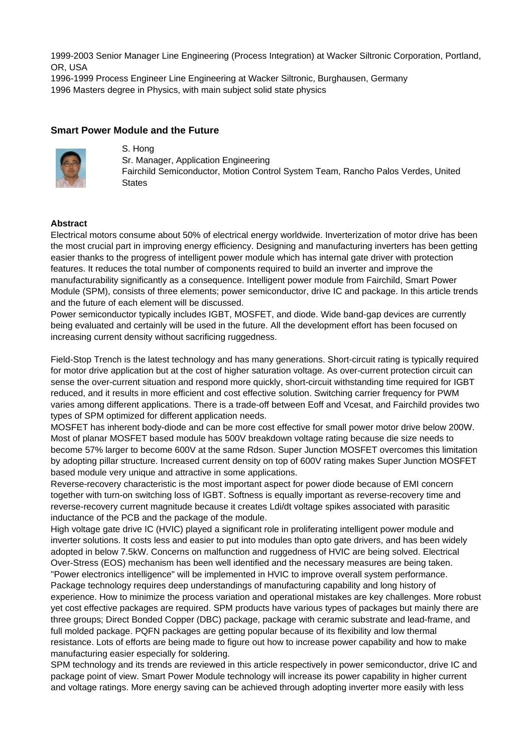1999-2003 Senior Manager Line Engineering (Process Integration) at Wacker Siltronic Corporation, Portland, OR, USA

1996-1999 Process Engineer Line Engineering at Wacker Siltronic, Burghausen, Germany

1996 Masters degree in Physics, with main subject solid state physics

### Smart Power Module and the Future

S. Hong
Sr. Manager, Application Engineering
Fairchild Semiconductor, Motion Control System Team, Rancho Palos Verdes, United States

**Abstract**

Electrical motors consume about 50% of electrical energy worldwide. Inverterization of motor drive has been the most crucial part in improving energy efficiency. Designing and manufacturing inverters has been getting easier thanks to the progress of intelligent power module which has internal gate driver with protection features. It reduces the total number of components required to build an inverter and improve the manufacturability significantly as a consequence. Intelligent power module from Fairchild, Smart Power Module (SPM), consists of three elements; power semiconductor, drive IC and package. In this article trends and the future of each element will be discussed.

Power semiconductor typically includes IGBT, MOSFET, and diode. Wide band-gap devices are currently being evaluated and certainly will be used in the future. All the development effort has been focused on increasing current density without sacrificing ruggedness.

Field-Stop Trench is the latest technology and has many generations. Short-circuit rating is typically required for motor drive application but at the cost of higher saturation voltage. As over-current protection circuit can sense the over-current situation and respond more quickly, short-circuit withstanding time required for IGBT reduced, and it results in more efficient and cost effective solution. Switching carrier frequency for PWM varies among different applications. There is a trade-off between Eoff and Vcesat, and Fairchild provides two types of SPM optimized for different application needs.

MOSFET has inherent body-diode and can be more cost effective for small power motor drive below 200W. Most of planar MOSFET based module has 500V breakdown voltage rating because die size needs to become 57% larger to become 600V at the same Rdson. Super Junction MOSFET overcomes this limitation by adopting pillar structure. Increased current density on top of 600V rating makes Super Junction MOSFET based module very unique and attractive in some applications.

Reverse-recovery characteristic is the most important aspect for power diode because of EMI concern together with turn-on switching loss of IGBT. Softness is equally important as reverse-recovery time and reverse-recovery current magnitude because it creates Ldi/dt voltage spikes associated with parasitic inductance of the PCB and the package of the module.

High voltage gate drive IC (HVIC) played a significant role in proliferating intelligent power module and inverter solutions. It costs less and easier to put into modules than opto gate drivers, and has been widely adopted in below 7.5kW. Concerns on malfunction and ruggedness of HVIC are being solved. Electrical Over-Stress (EOS) mechanism has been well identified and the necessary measures are being taken. "Power electronics intelligence" will be implemented in HVIC to improve overall system performance.

Package technology requires deep understandings of manufacturing capability and long history of experience. How to minimize the process variation and operational mistakes are key challenges. More robust yet cost effective packages are required. SPM products have various types of packages but mainly there are three groups; Direct Bonded Copper (DBC) package, package with ceramic substrate and lead-frame, and full molded package. PQFN packages are getting popular because of its flexibility and low thermal resistance. Lots of efforts are being made to figure out how to increase power capability and how to make manufacturing easier especially for soldering.

SPM technology and its trends are reviewed in this article respectively in power semiconductor, drive IC and package point of view. Smart Power Module technology will increase its power capability in higher current and voltage ratings. More energy saving can be achieved through adopting inverter more easily with less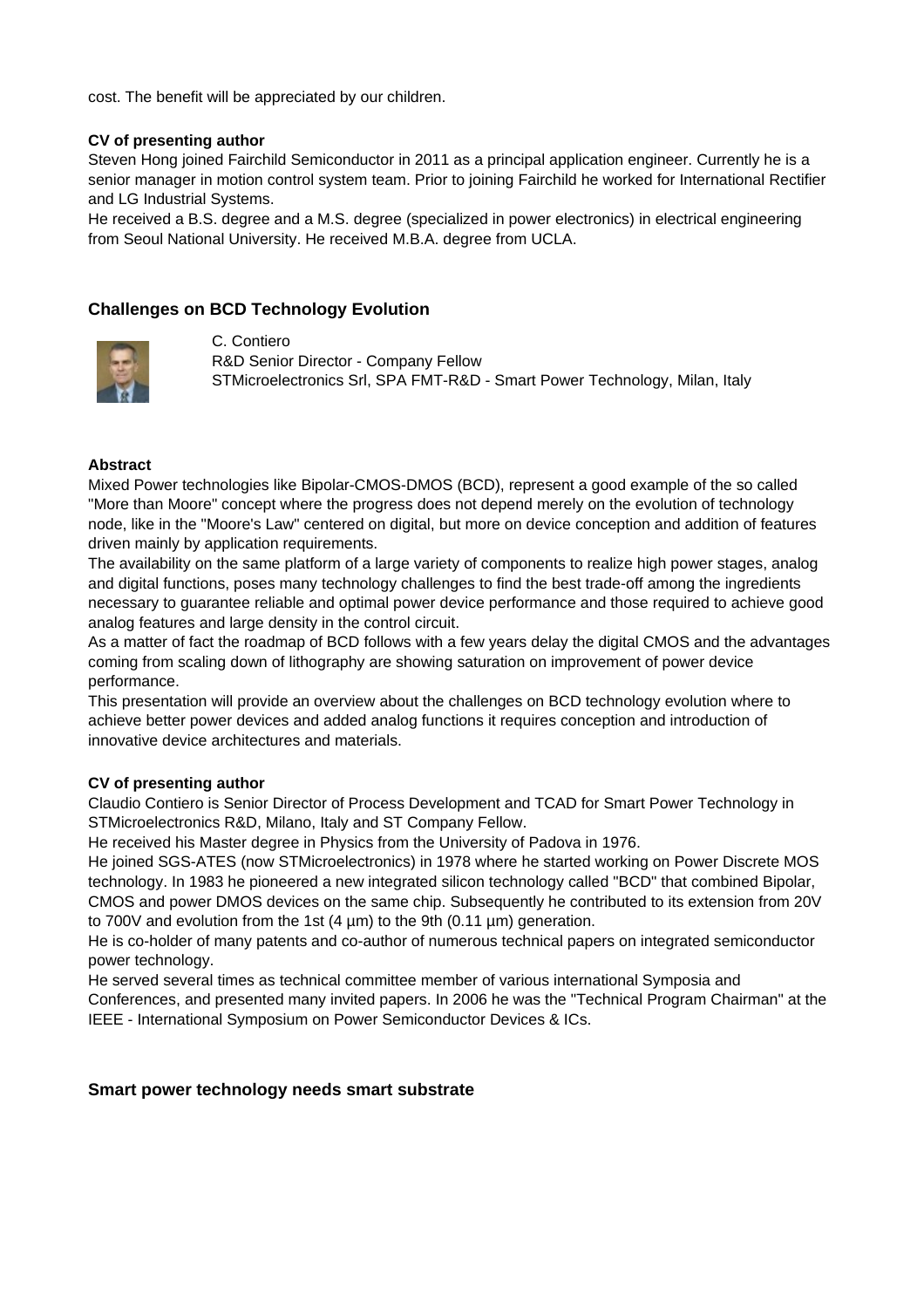cost. The benefit will be appreciated by our children.

**CV of presenting author**

Steven Hong joined Fairchild Semiconductor in 2011 as a principal application engineer. Currently he is a senior manager in motion control system team. Prior to joining Fairchild he worked for International Rectifier and LG Industrial Systems.

He received a B.S. degree and a M.S. degree (specialized in power electronics) in electrical engineering from Seoul National University. He received M.B.A. degree from UCLA.

### Challenges on BCD Technology Evolution

C. Contiero
R&D Senior Director - Company Fellow
STMicroelectronics Srl, SPA FMT-R&D - Smart Power Technology, Milan, Italy

**Abstract**

Mixed Power technologies like Bipolar-CMOS-DMOS (BCD), represent a good example of the so called "More than Moore" concept where the progress does not depend merely on the evolution of technology node, like in the "Moore's Law" centered on digital, but more on device conception and addition of features driven mainly by application requirements.

The availability on the same platform of a large variety of components to realize high power stages, analog and digital functions, poses many technology challenges to find the best trade-off among the ingredients necessary to guarantee reliable and optimal power device performance and those required to achieve good analog features and large density in the control circuit.

As a matter of fact the roadmap of BCD follows with a few years delay the digital CMOS and the advantages coming from scaling down of lithography are showing saturation on improvement of power device performance.

This presentation will provide an overview about the challenges on BCD technology evolution where to achieve better power devices and added analog functions it requires conception and introduction of innovative device architectures and materials.

**CV of presenting author**

Claudio Contiero is Senior Director of Process Development and TCAD for Smart Power Technology in STMicroelectronics R&D, Milano, Italy and ST Company Fellow.

He received his Master degree in Physics from the University of Padova in 1976.

He joined SGS-ATES (now STMicroelectronics) in 1978 where he started working on Power Discrete MOS technology. In 1983 he pioneered a new integrated silicon technology called "BCD" that combined Bipolar, CMOS and power DMOS devices on the same chip. Subsequently he contributed to its extension from 20V to 700V and evolution from the 1st (4 µm) to the 9th (0.11 µm) generation.

He is co-holder of many patents and co-author of numerous technical papers on integrated semiconductor power technology.

He served several times as technical committee member of various international Symposia and Conferences, and presented many invited papers. In 2006 he was the "Technical Program Chairman" at the IEEE - International Symposium on Power Semiconductor Devices & ICs.

### Smart power technology needs smart substrate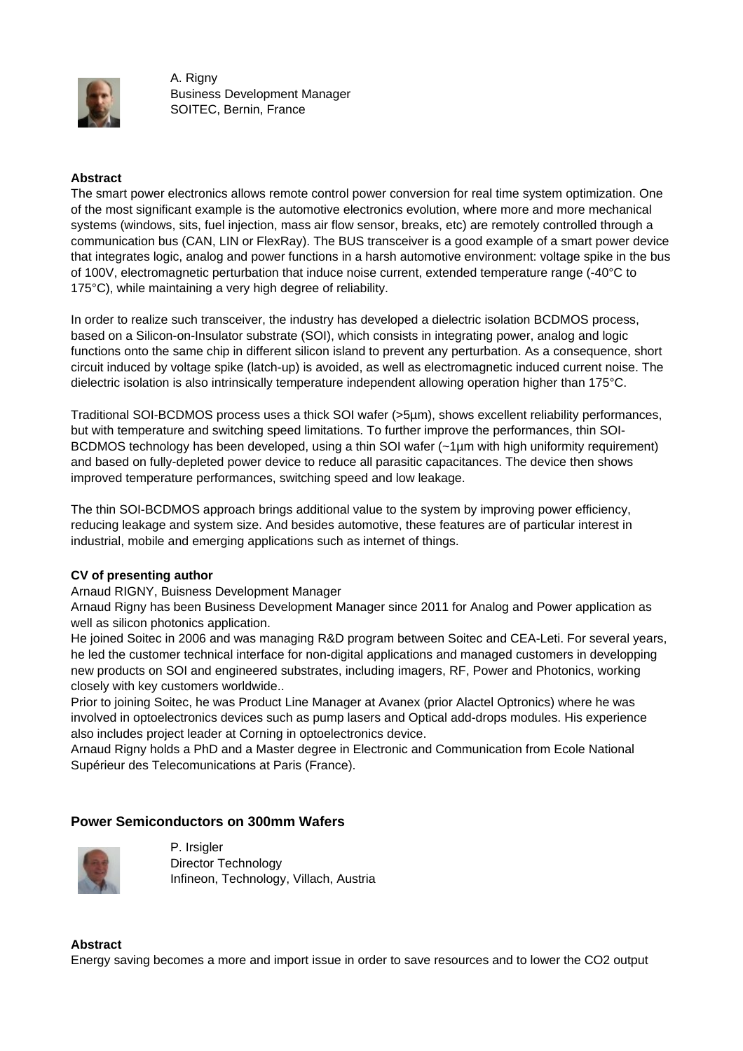A. Rigny
Business Development Manager
SOITEC, Bernin, France

**Abstract**

The smart power electronics allows remote control power conversion for real time system optimization. One of the most significant example is the automotive electronics evolution, where more and more mechanical systems (windows, sits, fuel injection, mass air flow sensor, breaks, etc) are remotely controlled through a communication bus (CAN, LIN or FlexRay). The BUS transceiver is a good example of a smart power device that integrates logic, analog and power functions in a harsh automotive environment: voltage spike in the bus of 100V, electromagnetic perturbation that induce noise current, extended temperature range (-40°C to 175°C), while maintaining a very high degree of reliability.

In order to realize such transceiver, the industry has developed a dielectric isolation BCDMOS process, based on a Silicon-on-Insulator substrate (SOI), which consists in integrating power, analog and logic functions onto the same chip in different silicon island to prevent any perturbation. As a consequence, short circuit induced by voltage spike (latch-up) is avoided, as well as electromagnetic induced current noise. The dielectric isolation is also intrinsically temperature independent allowing operation higher than 175°C.

Traditional SOI-BCDMOS process uses a thick SOI wafer (>5µm), shows excellent reliability performances, but with temperature and switching speed limitations. To further improve the performances, thin SOI-BCDMOS technology has been developed, using a thin SOI wafer (~1µm with high uniformity requirement) and based on fully-depleted power device to reduce all parasitic capacitances. The device then shows improved temperature performances, switching speed and low leakage.

The thin SOI-BCDMOS approach brings additional value to the system by improving power efficiency, reducing leakage and system size. And besides automotive, these features are of particular interest in industrial, mobile and emerging applications such as internet of things.

**CV of presenting author**

Arnaud RIGNY, Buisness Development Manager

Arnaud Rigny has been Business Development Manager since 2011 for Analog and Power application as well as silicon photonics application.

He joined Soitec in 2006 and was managing R&D program between Soitec and CEA-Leti. For several years, he led the customer technical interface for non-digital applications and managed customers in developping new products on SOI and engineered substrates, including imagers, RF, Power and Photonics, working closely with key customers worldwide..

Prior to joining Soitec, he was Product Line Manager at Avanex (prior Alactel Optronics) where he was involved in optoelectronics devices such as pump lasers and Optical add-drops modules. His experience also includes project leader at Corning in optoelectronics device.

Arnaud Rigny holds a PhD and a Master degree in Electronic and Communication from Ecole National Supérieur des Telecomunications at Paris (France).

## Power Semiconductors on 300mm Wafers

P. Irsigler
Director Technology
Infineon, Technology, Villach, Austria

**Abstract**

Energy saving becomes a more and import issue in order to save resources and to lower the CO2 output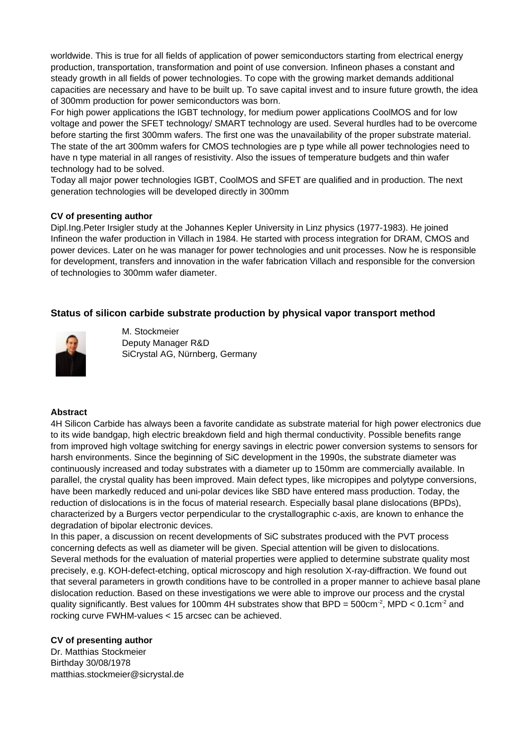worldwide. This is true for all fields of application of power semiconductors starting from electrical energy production, transportation, transformation and point of use conversion. Infineon phases a constant and steady growth in all fields of power technologies. To cope with the growing market demands additional capacities are necessary and have to be built up. To save capital invest and to insure future growth, the idea of 300mm production for power semiconductors was born.
For high power applications the IGBT technology, for medium power applications CoolMOS and for low voltage and power the SFET technology/ SMART technology are used. Several hurdles had to be overcome before starting the first 300mm wafers. The first one was the unavailability of the proper substrate material. The state of the art 300mm wafers for CMOS technologies are p type while all power technologies need to have n type material in all ranges of resistivity. Also the issues of temperature budgets and thin wafer technology had to be solved.
Today all major power technologies IGBT, CoolMOS and SFET are qualified and in production. The next generation technologies will be developed directly in 300mm

**CV of presenting author**
Dipl.Ing.Peter Irsigler study at the Johannes Kepler University in Linz physics (1977-1983). He joined Infineon the wafer production in Villach in 1984. He started with process integration for DRAM, CMOS and power devices. Later on he was manager for power technologies and unit processes. Now he is responsible for development, transfers and innovation in the wafer fabrication Villach and responsible for the conversion of technologies to 300mm wafer diameter.

### Status of silicon carbide substrate production by physical vapor transport method

M. Stockmeier
Deputy Manager R&D
SiCrystal AG, Nürnberg, Germany

**Abstract**
4H Silicon Carbide has always been a favorite candidate as substrate material for high power electronics due to its wide bandgap, high electric breakdown field and high thermal conductivity. Possible benefits range from improved high voltage switching for energy savings in electric power conversion systems to sensors for harsh environments. Since the beginning of SiC development in the 1990s, the substrate diameter was continuously increased and today substrates with a diameter up to 150mm are commercially available. In parallel, the crystal quality has been improved. Main defect types, like micropipes and polytype conversions, have been markedly reduced and uni-polar devices like SBD have entered mass production. Today, the reduction of dislocations is in the focus of material research. Especially basal plane dislocations (BPDs), characterized by a Burgers vector perpendicular to the crystallographic c-axis, are known to enhance the degradation of bipolar electronic devices.
In this paper, a discussion on recent developments of SiC substrates produced with the PVT process concerning defects as well as diameter will be given. Special attention will be given to dislocations.
Several methods for the evaluation of material properties were applied to determine substrate quality most precisely, e.g. KOH-defect-etching, optical microscopy and high resolution X-ray-diffraction. We found out that several parameters in growth conditions have to be controlled in a proper manner to achieve basal plane dislocation reduction. Based on these investigations we were able to improve our process and the crystal quality significantly. Best values for 100mm 4H substrates show that BPD = 500cm$^{-2}$, MPD < 0.1cm$^{-2}$ and rocking curve FWHM-values < 15 arcsec can be achieved.

**CV of presenting author**
Dr. Matthias Stockmeier
Birthday 30/08/1978
matthias.stockmeier@sicrystal.de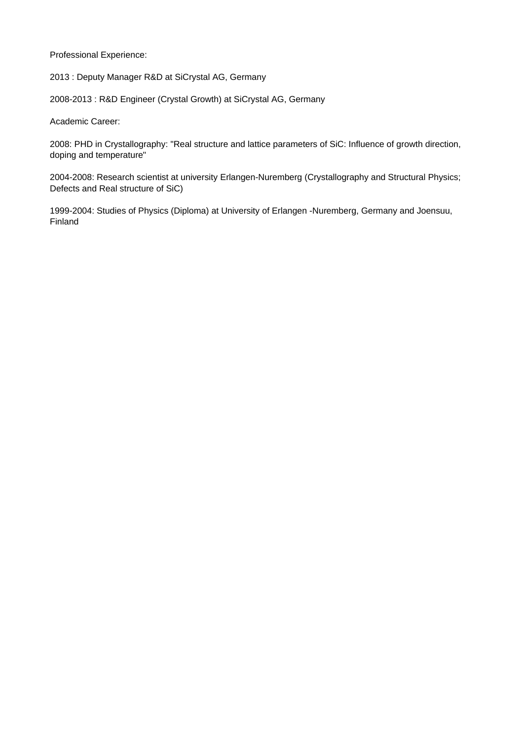Professional Experience:

2013 : Deputy Manager R&D at SiCrystal AG, Germany

2008-2013 : R&D Engineer (Crystal Growth) at SiCrystal AG, Germany

Academic Career:

2008: PHD in Crystallography: "Real structure and lattice parameters of SiC: Influence of growth direction, doping and temperature"

2004-2008: Research scientist at university Erlangen-Nuremberg (Crystallography and Structural Physics; Defects and Real structure of SiC)

1999-2004: Studies of Physics (Diploma) at University of Erlangen -Nuremberg, Germany and Joensuu, Finland